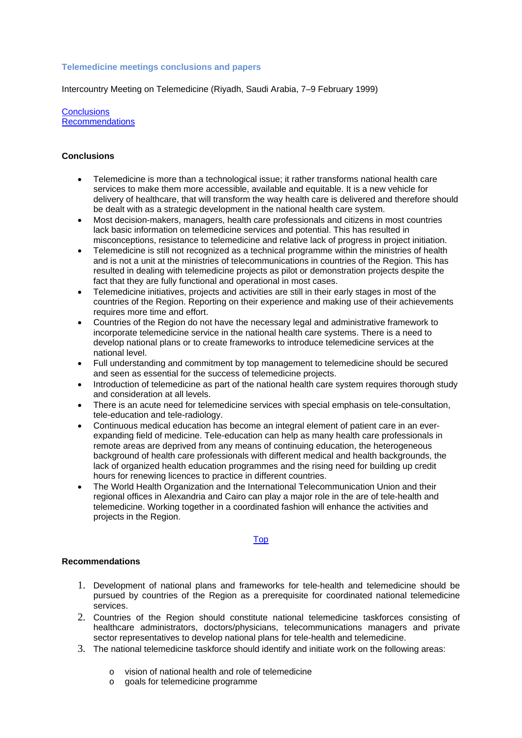### Telemedicine meetings conclusions and papers

Intercountry Meeting on Telemedicine (Riyadh, Saudi Arabia, 7–9 February 1999)

[Conclusions](#conclusions)
[Recommendations](#recommendations)

#### Conclusions

- Telemedicine is more than a technological issue; it rather transforms national health care services to make them more accessible, available and equitable. It is a new vehicle for delivery of healthcare, that will transform the way health care is delivered and therefore should be dealt with as a strategic development in the national health care system.
- Most decision-makers, managers, health care professionals and citizens in most countries lack basic information on telemedicine services and potential. This has resulted in misconceptions, resistance to telemedicine and relative lack of progress in project initiation.
- Telemedicine is still not recognized as a technical programme within the ministries of health and is not a unit at the ministries of telecommunications in countries of the Region. This has resulted in dealing with telemedicine projects as pilot or demonstration projects despite the fact that they are fully functional and operational in most cases.
- Telemedicine initiatives, projects and activities are still in their early stages in most of the countries of the Region. Reporting on their experience and making use of their achievements requires more time and effort.
- Countries of the Region do not have the necessary legal and administrative framework to incorporate telemedicine service in the national health care systems. There is a need to develop national plans or to create frameworks to introduce telemedicine services at the national level.
- Full understanding and commitment by top management to telemedicine should be secured and seen as essential for the success of telemedicine projects.
- Introduction of telemedicine as part of the national health care system requires thorough study and consideration at all levels.
- There is an acute need for telemedicine services with special emphasis on tele-consultation, tele-education and tele-radiology.
- Continuous medical education has become an integral element of patient care in an ever-expanding field of medicine. Tele-education can help as many health care professionals in remote areas are deprived from any means of continuing education, the heterogeneous background of health care professionals with different medical and health backgrounds, the lack of organized health education programmes and the rising need for building up credit hours for renewing licences to practice in different countries.
- The World Health Organization and the International Telecommunication Union and their regional offices in Alexandria and Cairo can play a major role in the are of tele-health and telemedicine. Working together in a coordinated fashion will enhance the activities and projects in the Region.

[Top](#)

#### Recommendations

1. Development of national plans and frameworks for tele-health and telemedicine should be pursued by countries of the Region as a prerequisite for coordinated national telemedicine services.
2. Countries of the Region should constitute national telemedicine taskforces consisting of healthcare administrators, doctors/physicians, telecommunications managers and private sector representatives to develop national plans for tele-health and telemedicine.
3. The national telemedicine taskforce should identify and initiate work on the following areas:
   - vision of national health and role of telemedicine
   - goals for telemedicine programme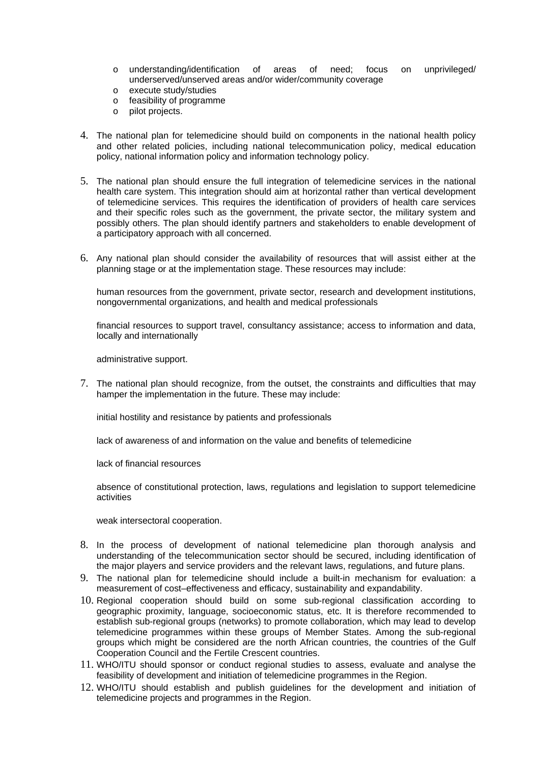- understanding/identification of areas of need; focus on unprivileged/ underserved/unserved areas and/or wider/community coverage
- execute study/studies
- feasibility of programme
- pilot projects.

4. The national plan for telemedicine should build on components in the national health policy and other related policies, including national telecommunication policy, medical education policy, national information policy and information technology policy.

5. The national plan should ensure the full integration of telemedicine services in the national health care system. This integration should aim at horizontal rather than vertical development of telemedicine services. This requires the identification of providers of health care services and their specific roles such as the government, the private sector, the military system and possibly others. The plan should identify partners and stakeholders to enable development of a participatory approach with all concerned.

6. Any national plan should consider the availability of resources that will assist either at the planning stage or at the implementation stage. These resources may include:

   human resources from the government, private sector, research and development institutions, nongovernmental organizations, and health and medical professionals

   financial resources to support travel, consultancy assistance; access to information and data, locally and internationally

   administrative support.

7. The national plan should recognize, from the outset, the constraints and difficulties that may hamper the implementation in the future. These may include:

   initial hostility and resistance by patients and professionals

   lack of awareness of and information on the value and benefits of telemedicine

   lack of financial resources

   absence of constitutional protection, laws, regulations and legislation to support telemedicine activities

   weak intersectoral cooperation.

8. In the process of development of national telemedicine plan thorough analysis and understanding of the telecommunication sector should be secured, including identification of the major players and service providers and the relevant laws, regulations, and future plans.
9. The national plan for telemedicine should include a built-in mechanism for evaluation: a measurement of cost–effectiveness and efficacy, sustainability and expandability.
10. Regional cooperation should build on some sub-regional classification according to geographic proximity, language, socioeconomic status, etc. It is therefore recommended to establish sub-regional groups (networks) to promote collaboration, which may lead to develop telemedicine programmes within these groups of Member States. Among the sub-regional groups which might be considered are the north African countries, the countries of the Gulf Cooperation Council and the Fertile Crescent countries.
11. WHO/ITU should sponsor or conduct regional studies to assess, evaluate and analyse the feasibility of development and initiation of telemedicine programmes in the Region.
12. WHO/ITU should establish and publish guidelines for the development and initiation of telemedicine projects and programmes in the Region.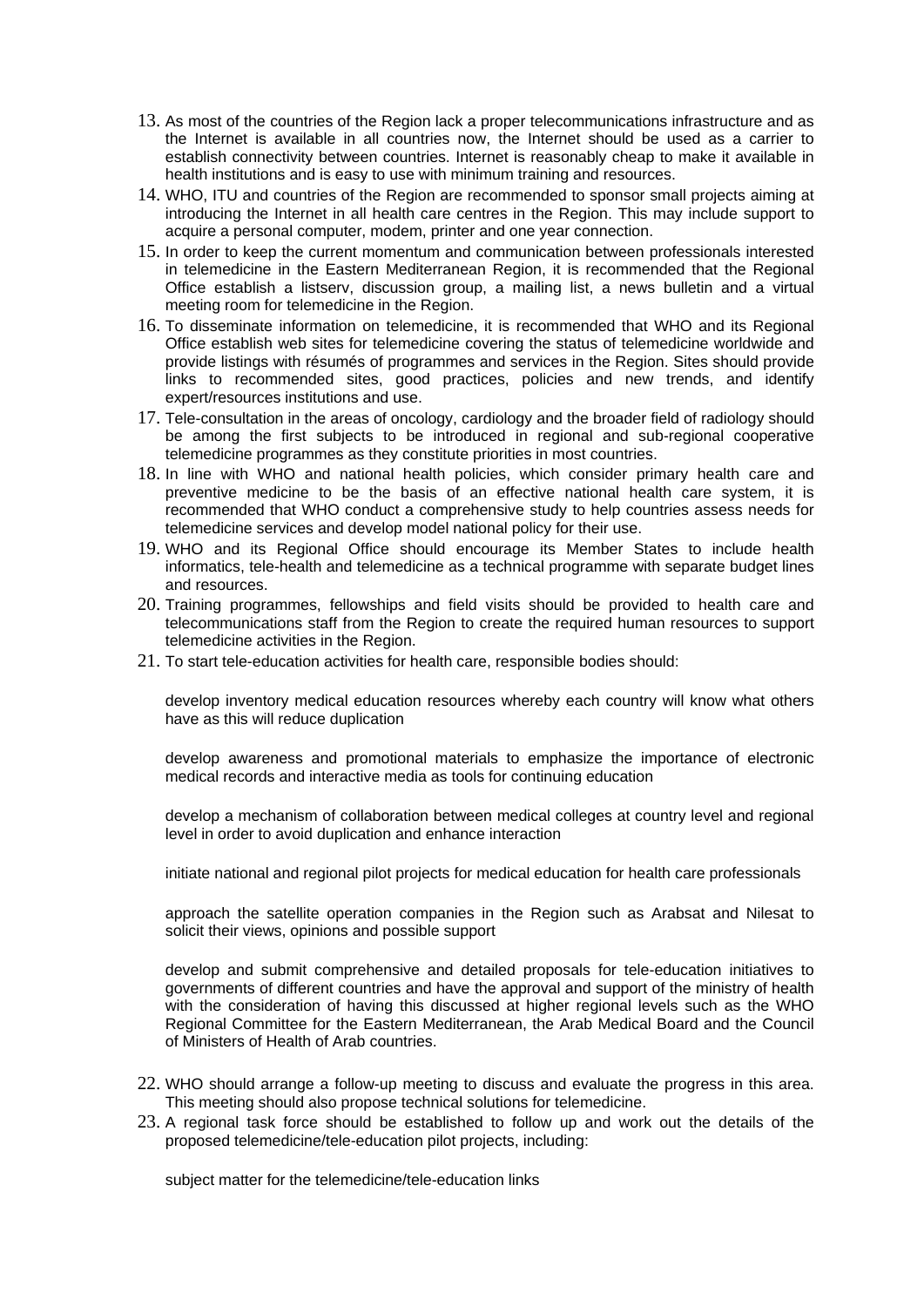13. As most of the countries of the Region lack a proper telecommunications infrastructure and as the Internet is available in all countries now, the Internet should be used as a carrier to establish connectivity between countries. Internet is reasonably cheap to make it available in health institutions and is easy to use with minimum training and resources.
14. WHO, ITU and countries of the Region are recommended to sponsor small projects aiming at introducing the Internet in all health care centres in the Region. This may include support to acquire a personal computer, modem, printer and one year connection.
15. In order to keep the current momentum and communication between professionals interested in telemedicine in the Eastern Mediterranean Region, it is recommended that the Regional Office establish a listserv, discussion group, a mailing list, a news bulletin and a virtual meeting room for telemedicine in the Region.
16. To disseminate information on telemedicine, it is recommended that WHO and its Regional Office establish web sites for telemedicine covering the status of telemedicine worldwide and provide listings with résumés of programmes and services in the Region. Sites should provide links to recommended sites, good practices, policies and new trends, and identify expert/resources institutions and use.
17. Tele-consultation in the areas of oncology, cardiology and the broader field of radiology should be among the first subjects to be introduced in regional and sub-regional cooperative telemedicine programmes as they constitute priorities in most countries.
18. In line with WHO and national health policies, which consider primary health care and preventive medicine to be the basis of an effective national health care system, it is recommended that WHO conduct a comprehensive study to help countries assess needs for telemedicine services and develop model national policy for their use.
19. WHO and its Regional Office should encourage its Member States to include health informatics, tele-health and telemedicine as a technical programme with separate budget lines and resources.
20. Training programmes, fellowships and field visits should be provided to health care and telecommunications staff from the Region to create the required human resources to support telemedicine activities in the Region.
21. To start tele-education activities for health care, responsible bodies should:

    develop inventory medical education resources whereby each country will know what others have as this will reduce duplication

    develop awareness and promotional materials to emphasize the importance of electronic medical records and interactive media as tools for continuing education

    develop a mechanism of collaboration between medical colleges at country level and regional level in order to avoid duplication and enhance interaction

    initiate national and regional pilot projects for medical education for health care professionals

    approach the satellite operation companies in the Region such as Arabsat and Nilesat to solicit their views, opinions and possible support

    develop and submit comprehensive and detailed proposals for tele-education initiatives to governments of different countries and have the approval and support of the ministry of health with the consideration of having this discussed at higher regional levels such as the WHO Regional Committee for the Eastern Mediterranean, the Arab Medical Board and the Council of Ministers of Health of Arab countries.

22. WHO should arrange a follow-up meeting to discuss and evaluate the progress in this area. This meeting should also propose technical solutions for telemedicine.
23. A regional task force should be established to follow up and work out the details of the proposed telemedicine/tele-education pilot projects, including:

    subject matter for the telemedicine/tele-education links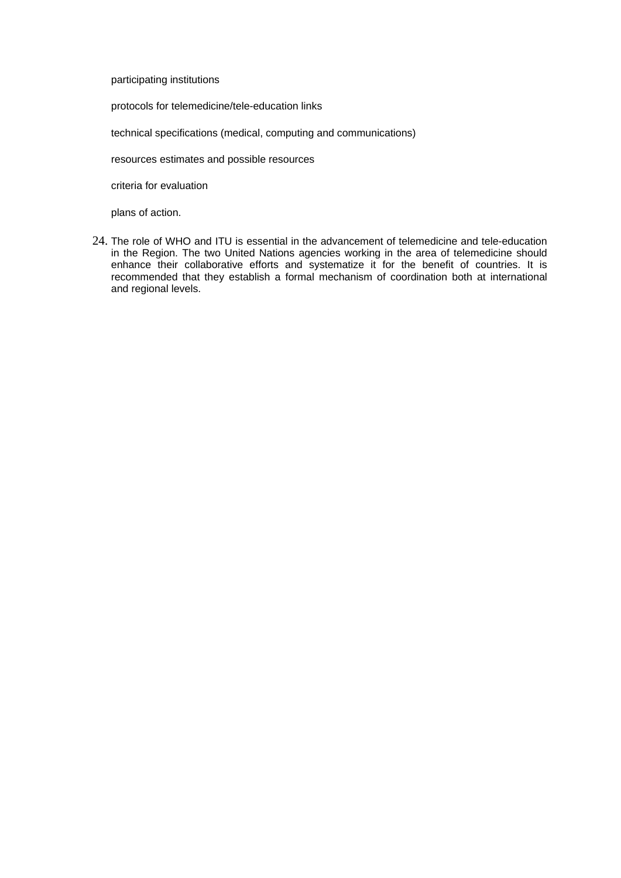- participating institutions
- protocols for telemedicine/tele-education links
- technical specifications (medical, computing and communications)
- resources estimates and possible resources
- criteria for evaluation
- plans of action.

24. The role of WHO and ITU is essential in the advancement of telemedicine and tele-education in the Region. The two United Nations agencies working in the area of telemedicine should enhance their collaborative efforts and systematize it for the benefit of countries. It is recommended that they establish a formal mechanism of coordination both at international and regional levels.